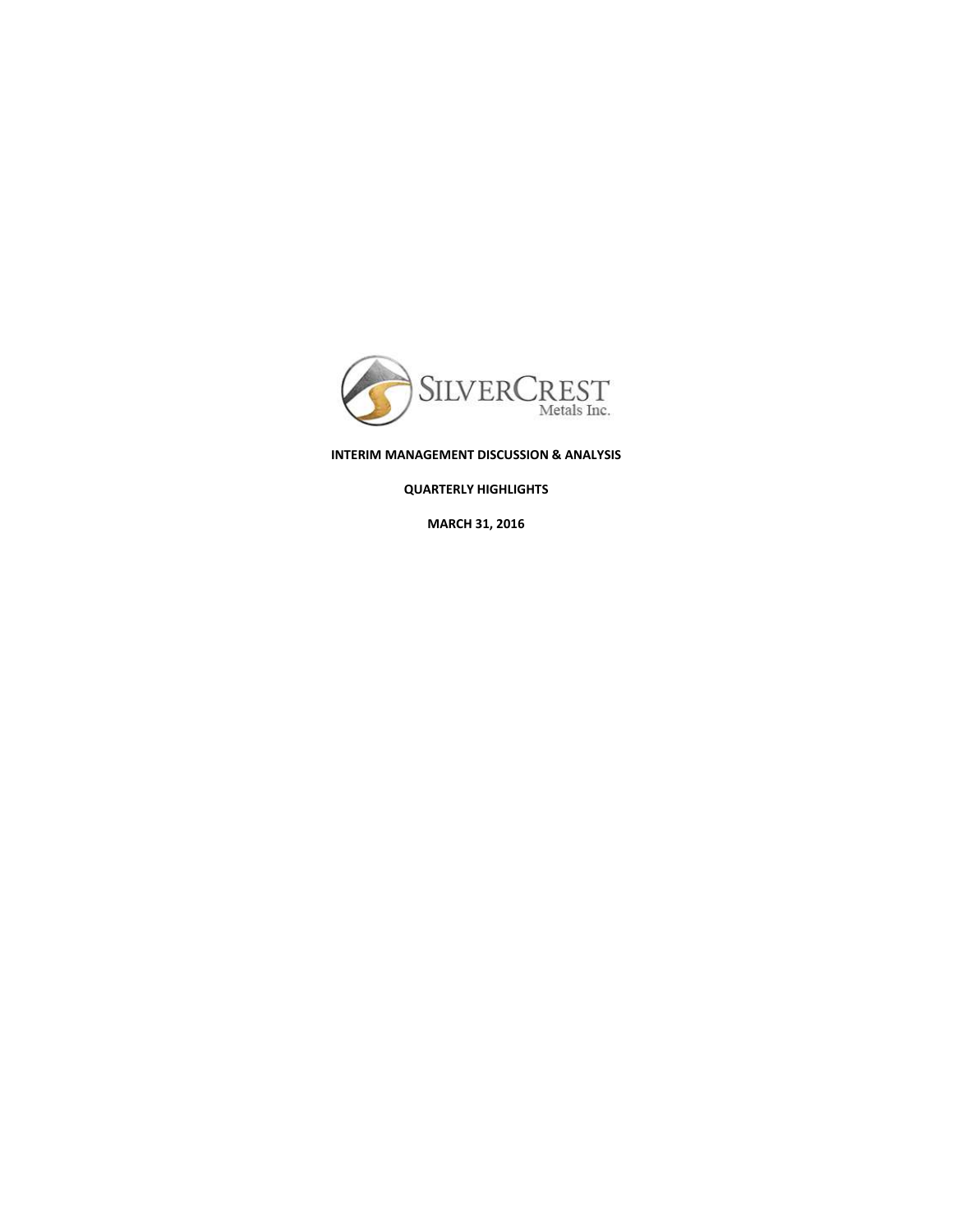SILVERCREST
Metals Inc.

**INTERIM MANAGEMENT DISCUSSION & ANALYSIS**

**QUARTERLY HIGHLIGHTS**

**MARCH 31, 2016**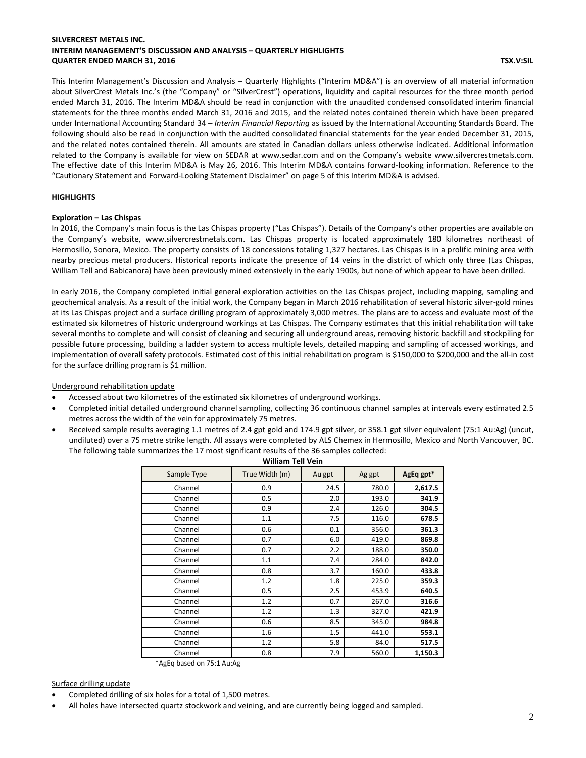This Interim Management's Discussion and Analysis – Quarterly Highlights ("Interim MD&A") is an overview of all material information about SilverCrest Metals Inc.'s (the "Company" or "SilverCrest") operations, liquidity and capital resources for the three month period ended March 31, 2016. The Interim MD&A should be read in conjunction with the unaudited condensed consolidated interim financial statements for the three months ended March 31, 2016 and 2015, and the related notes contained therein which have been prepared under International Accounting Standard 34 – *Interim Financial Reporting* as issued by the International Accounting Standards Board. The following should also be read in conjunction with the audited consolidated financial statements for the year ended December 31, 2015, and the related notes contained therein. All amounts are stated in Canadian dollars unless otherwise indicated. Additional information related to the Company is available for view on SEDAR at www.sedar.com and on the Company's website www.silvercrestmetals.com. The effective date of this Interim MD&A is May 26, 2016. This Interim MD&A contains forward-looking information. Reference to the "Cautionary Statement and Forward-Looking Statement Disclaimer" on page 5 of this Interim MD&A is advised.

## HIGHLIGHTS

### Exploration – Las Chispas

In 2016, the Company's main focus is the Las Chispas property ("Las Chispas"). Details of the Company's other properties are available on the Company's website, www.silvercrestmetals.com. Las Chispas property is located approximately 180 kilometres northeast of Hermosillo, Sonora, Mexico. The property consists of 18 concessions totaling 1,327 hectares. Las Chispas is in a prolific mining area with nearby precious metal producers. Historical reports indicate the presence of 14 veins in the district of which only three (Las Chispas, William Tell and Babicanora) have been previously mined extensively in the early 1900s, but none of which appear to have been drilled.

In early 2016, the Company completed initial general exploration activities on the Las Chispas project, including mapping, sampling and geochemical analysis. As a result of the initial work, the Company began in March 2016 rehabilitation of several historic silver-gold mines at its Las Chispas project and a surface drilling program of approximately 3,000 metres. The plans are to access and evaluate most of the estimated six kilometres of historic underground workings at Las Chispas. The Company estimates that this initial rehabilitation will take several months to complete and will consist of cleaning and securing all underground areas, removing historic backfill and stockpiling for possible future processing, building a ladder system to access multiple levels, detailed mapping and sampling of accessed workings, and implementation of overall safety protocols. Estimated cost of this initial rehabilitation program is $150,000 to $200,000 and the all-in cost for the surface drilling program is $1 million.

#### Underground rehabilitation update

- Accessed about two kilometres of the estimated six kilometres of underground workings.
- Completed initial detailed underground channel sampling, collecting 36 continuous channel samples at intervals every estimated 2.5 metres across the width of the vein for approximately 75 metres.
- Received sample results averaging 1.1 metres of 2.4 gpt gold and 174.9 gpt silver, or 358.1 gpt silver equivalent (75:1 Au:Ag) (uncut, undiluted) over a 75 metre strike length. All assays were completed by ALS Chemex in Hermosillo, Mexico and North Vancouver, BC. The following table summarizes the 17 most significant results of the 36 samples collected:

**William Tell Vein**

| Sample Type | True Width (m) | Au gpt | Ag gpt | AgEq gpt* |
|---|---|---|---|---|
| Channel | 0.9 | 24.5 | 780.0 | **2,617.5** |
| Channel | 0.5 | 2.0 | 193.0 | **341.9** |
| Channel | 0.9 | 2.4 | 126.0 | **304.5** |
| Channel | 1.1 | 7.5 | 116.0 | **678.5** |
| Channel | 0.6 | 0.1 | 356.0 | **361.3** |
| Channel | 0.7 | 6.0 | 419.0 | **869.8** |
| Channel | 0.7 | 2.2 | 188.0 | **350.0** |
| Channel | 1.1 | 7.4 | 284.0 | **842.0** |
| Channel | 0.8 | 3.7 | 160.0 | **433.8** |
| Channel | 1.2 | 1.8 | 225.0 | **359.3** |
| Channel | 0.5 | 2.5 | 453.9 | **640.5** |
| Channel | 1.2 | 0.7 | 267.0 | **316.6** |
| Channel | 1.2 | 1.3 | 327.0 | **421.9** |
| Channel | 0.6 | 8.5 | 345.0 | **984.8** |
| Channel | 1.6 | 1.5 | 441.0 | **553.1** |
| Channel | 1.2 | 5.8 | 84.0 | **517.5** |
| Channel | 0.8 | 7.9 | 560.0 | **1,150.3** |

*AgEq based on 75:1 Au:Ag

#### Surface drilling update

- Completed drilling of six holes for a total of 1,500 metres.
- All holes have intersected quartz stockwork and veining, and are currently being logged and sampled.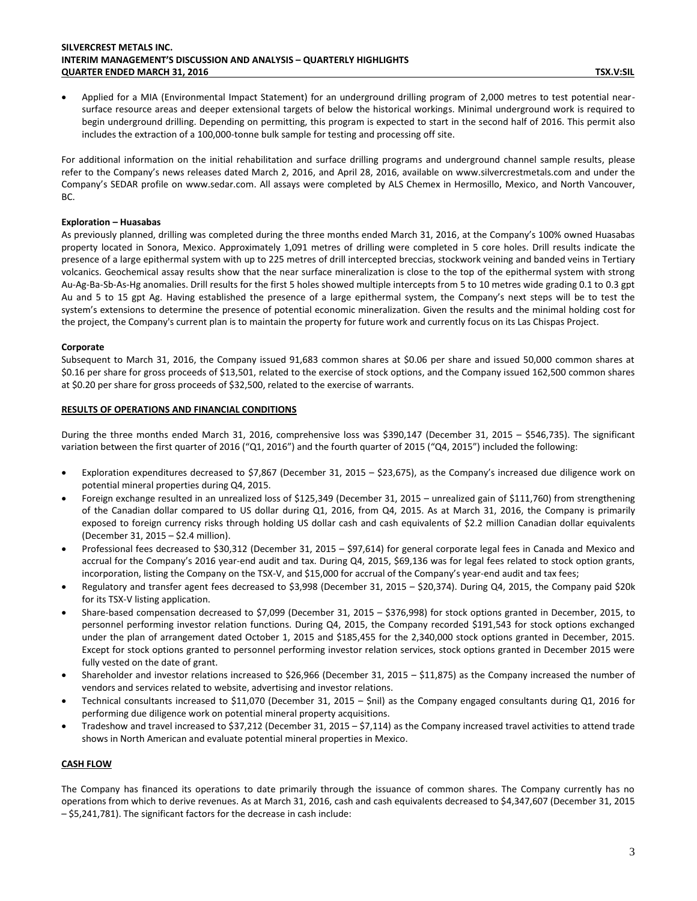- Applied for a MIA (Environmental Impact Statement) for an underground drilling program of 2,000 metres to test potential near-surface resource areas and deeper extensional targets of below the historical workings. Minimal underground work is required to begin underground drilling. Depending on permitting, this program is expected to start in the second half of 2016. This permit also includes the extraction of a 100,000-tonne bulk sample for testing and processing off site.

For additional information on the initial rehabilitation and surface drilling programs and underground channel sample results, please refer to the Company's news releases dated March 2, 2016, and April 28, 2016, available on www.silvercrestmetals.com and under the Company's SEDAR profile on www.sedar.com. All assays were completed by ALS Chemex in Hermosillo, Mexico, and North Vancouver, BC.

**Exploration – Huasabas**

As previously planned, drilling was completed during the three months ended March 31, 2016, at the Company's 100% owned Huasabas property located in Sonora, Mexico. Approximately 1,091 metres of drilling were completed in 5 core holes. Drill results indicate the presence of a large epithermal system with up to 225 metres of drill intercepted breccias, stockwork veining and banded veins in Tertiary volcanics. Geochemical assay results show that the near surface mineralization is close to the top of the epithermal system with strong Au-Ag-Ba-Sb-As-Hg anomalies. Drill results for the first 5 holes showed multiple intercepts from 5 to 10 metres wide grading 0.1 to 0.3 gpt Au and 5 to 15 gpt Ag. Having established the presence of a large epithermal system, the Company's next steps will be to test the system's extensions to determine the presence of potential economic mineralization. Given the results and the minimal holding cost for the project, the Company's current plan is to maintain the property for future work and currently focus on its Las Chispas Project.

**Corporate**

Subsequent to March 31, 2016, the Company issued 91,683 common shares at $0.06 per share and issued 50,000 common shares at $0.16 per share for gross proceeds of $13,501, related to the exercise of stock options, and the Company issued 162,500 common shares at $0.20 per share for gross proceeds of $32,500, related to the exercise of warrants.

## RESULTS OF OPERATIONS AND FINANCIAL CONDITIONS

During the three months ended March 31, 2016, comprehensive loss was $390,147 (December 31, 2015 – $546,735). The significant variation between the first quarter of 2016 ("Q1, 2016") and the fourth quarter of 2015 ("Q4, 2015") included the following:

- Exploration expenditures decreased to $7,867 (December 31, 2015 – $23,675), as the Company's increased due diligence work on potential mineral properties during Q4, 2015.
- Foreign exchange resulted in an unrealized loss of $125,349 (December 31, 2015 – unrealized gain of $111,760) from strengthening of the Canadian dollar compared to US dollar during Q1, 2016, from Q4, 2015. As at March 31, 2016, the Company is primarily exposed to foreign currency risks through holding US dollar cash and cash equivalents of $2.2 million Canadian dollar equivalents (December 31, 2015 – $2.4 million).
- Professional fees decreased to $30,312 (December 31, 2015 – $97,614) for general corporate legal fees in Canada and Mexico and accrual for the Company's 2016 year-end audit and tax. During Q4, 2015, $69,136 was for legal fees related to stock option grants, incorporation, listing the Company on the TSX-V, and $15,000 for accrual of the Company's year-end audit and tax fees;
- Regulatory and transfer agent fees decreased to $3,998 (December 31, 2015 – $20,374). During Q4, 2015, the Company paid $20k for its TSX-V listing application.
- Share-based compensation decreased to $7,099 (December 31, 2015 – $376,998) for stock options granted in December, 2015, to personnel performing investor relation functions. During Q4, 2015, the Company recorded $191,543 for stock options exchanged under the plan of arrangement dated October 1, 2015 and $185,455 for the 2,340,000 stock options granted in December, 2015. Except for stock options granted to personnel performing investor relation services, stock options granted in December 2015 were fully vested on the date of grant.
- Shareholder and investor relations increased to $26,966 (December 31, 2015 – $11,875) as the Company increased the number of vendors and services related to website, advertising and investor relations.
- Technical consultants increased to $11,070 (December 31, 2015 – $nil) as the Company engaged consultants during Q1, 2016 for performing due diligence work on potential mineral property acquisitions.
- Tradeshow and travel increased to $37,212 (December 31, 2015 – $7,114) as the Company increased travel activities to attend trade shows in North American and evaluate potential mineral properties in Mexico.

## CASH FLOW

The Company has financed its operations to date primarily through the issuance of common shares. The Company currently has no operations from which to derive revenues. As at March 31, 2016, cash and cash equivalents decreased to $4,347,607 (December 31, 2015 – $5,241,781). The significant factors for the decrease in cash include: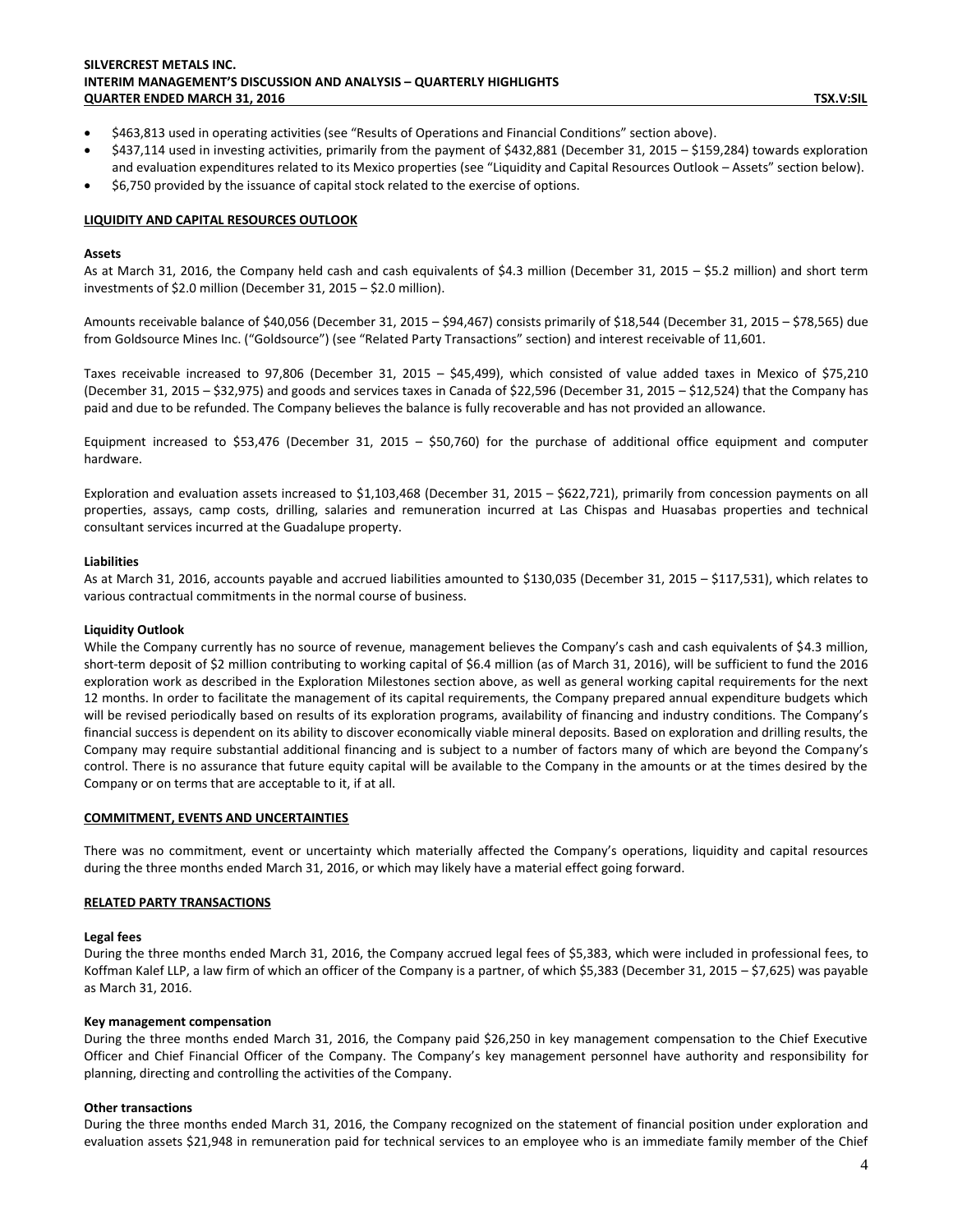- $463,813 used in operating activities (see "Results of Operations and Financial Conditions" section above).
- $437,114 used in investing activities, primarily from the payment of $432,881 (December 31, 2015 – $159,284) towards exploration and evaluation expenditures related to its Mexico properties (see "Liquidity and Capital Resources Outlook – Assets" section below).
- $6,750 provided by the issuance of capital stock related to the exercise of options.

## LIQUIDITY AND CAPITAL RESOURCES OUTLOOK

**Assets**

As at March 31, 2016, the Company held cash and cash equivalents of $4.3 million (December 31, 2015 – $5.2 million) and short term investments of $2.0 million (December 31, 2015 – $2.0 million).

Amounts receivable balance of $40,056 (December 31, 2015 – $94,467) consists primarily of $18,544 (December 31, 2015 – $78,565) due from Goldsource Mines Inc. ("Goldsource") (see "Related Party Transactions" section) and interest receivable of 11,601.

Taxes receivable increased to 97,806 (December 31, 2015 – $45,499), which consisted of value added taxes in Mexico of $75,210 (December 31, 2015 – $32,975) and goods and services taxes in Canada of $22,596 (December 31, 2015 – $12,524) that the Company has paid and due to be refunded. The Company believes the balance is fully recoverable and has not provided an allowance.

Equipment increased to $53,476 (December 31, 2015 – $50,760) for the purchase of additional office equipment and computer hardware.

Exploration and evaluation assets increased to $1,103,468 (December 31, 2015 – $622,721), primarily from concession payments on all properties, assays, camp costs, drilling, salaries and remuneration incurred at Las Chispas and Huasabas properties and technical consultant services incurred at the Guadalupe property.

**Liabilities**

As at March 31, 2016, accounts payable and accrued liabilities amounted to $130,035 (December 31, 2015 – $117,531), which relates to various contractual commitments in the normal course of business.

**Liquidity Outlook**

While the Company currently has no source of revenue, management believes the Company's cash and cash equivalents of $4.3 million, short-term deposit of $2 million contributing to working capital of $6.4 million (as of March 31, 2016), will be sufficient to fund the 2016 exploration work as described in the Exploration Milestones section above, as well as general working capital requirements for the next 12 months. In order to facilitate the management of its capital requirements, the Company prepared annual expenditure budgets which will be revised periodically based on results of its exploration programs, availability of financing and industry conditions. The Company's financial success is dependent on its ability to discover economically viable mineral deposits. Based on exploration and drilling results, the Company may require substantial additional financing and is subject to a number of factors many of which are beyond the Company's control. There is no assurance that future equity capital will be available to the Company in the amounts or at the times desired by the Company or on terms that are acceptable to it, if at all.

## COMMITMENT, EVENTS AND UNCERTAINTIES

There was no commitment, event or uncertainty which materially affected the Company's operations, liquidity and capital resources during the three months ended March 31, 2016, or which may likely have a material effect going forward.

## RELATED PARTY TRANSACTIONS

**Legal fees**

During the three months ended March 31, 2016, the Company accrued legal fees of $5,383, which were included in professional fees, to Koffman Kalef LLP, a law firm of which an officer of the Company is a partner, of which $5,383 (December 31, 2015 – $7,625) was payable as March 31, 2016.

**Key management compensation**

During the three months ended March 31, 2016, the Company paid $26,250 in key management compensation to the Chief Executive Officer and Chief Financial Officer of the Company. The Company's key management personnel have authority and responsibility for planning, directing and controlling the activities of the Company.

**Other transactions**

During the three months ended March 31, 2016, the Company recognized on the statement of financial position under exploration and evaluation assets $21,948 in remuneration paid for technical services to an employee who is an immediate family member of the Chief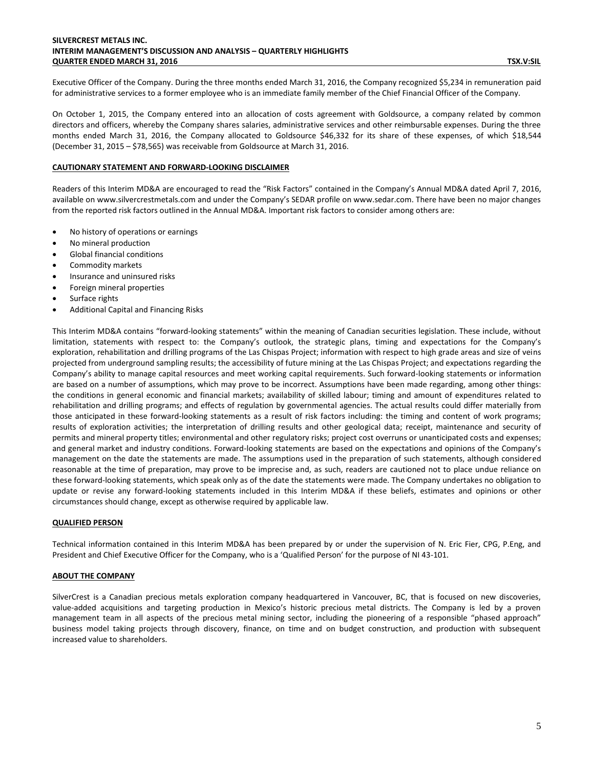Executive Officer of the Company. During the three months ended March 31, 2016, the Company recognized $5,234 in remuneration paid for administrative services to a former employee who is an immediate family member of the Chief Financial Officer of the Company.

On October 1, 2015, the Company entered into an allocation of costs agreement with Goldsource, a company related by common directors and officers, whereby the Company shares salaries, administrative services and other reimbursable expenses. During the three months ended March 31, 2016, the Company allocated to Goldsource $46,332 for its share of these expenses, of which $18,544 (December 31, 2015 – $78,565) was receivable from Goldsource at March 31, 2016.

## CAUTIONARY STATEMENT AND FORWARD-LOOKING DISCLAIMER

Readers of this Interim MD&A are encouraged to read the "Risk Factors" contained in the Company's Annual MD&A dated April 7, 2016, available on www.silvercrestmetals.com and under the Company's SEDAR profile on www.sedar.com. There have been no major changes from the reported risk factors outlined in the Annual MD&A. Important risk factors to consider among others are:

- No history of operations or earnings
- No mineral production
- Global financial conditions
- Commodity markets
- Insurance and uninsured risks
- Foreign mineral properties
- Surface rights
- Additional Capital and Financing Risks

This Interim MD&A contains "forward-looking statements" within the meaning of Canadian securities legislation. These include, without limitation, statements with respect to: the Company's outlook, the strategic plans, timing and expectations for the Company's exploration, rehabilitation and drilling programs of the Las Chispas Project; information with respect to high grade areas and size of veins projected from underground sampling results; the accessibility of future mining at the Las Chispas Project; and expectations regarding the Company's ability to manage capital resources and meet working capital requirements. Such forward-looking statements or information are based on a number of assumptions, which may prove to be incorrect. Assumptions have been made regarding, among other things: the conditions in general economic and financial markets; availability of skilled labour; timing and amount of expenditures related to rehabilitation and drilling programs; and effects of regulation by governmental agencies. The actual results could differ materially from those anticipated in these forward-looking statements as a result of risk factors including: the timing and content of work programs; results of exploration activities; the interpretation of drilling results and other geological data; receipt, maintenance and security of permits and mineral property titles; environmental and other regulatory risks; project cost overruns or unanticipated costs and expenses; and general market and industry conditions. Forward-looking statements are based on the expectations and opinions of the Company's management on the date the statements are made. The assumptions used in the preparation of such statements, although considered reasonable at the time of preparation, may prove to be imprecise and, as such, readers are cautioned not to place undue reliance on these forward-looking statements, which speak only as of the date the statements were made. The Company undertakes no obligation to update or revise any forward-looking statements included in this Interim MD&A if these beliefs, estimates and opinions or other circumstances should change, except as otherwise required by applicable law.

## QUALIFIED PERSON

Technical information contained in this Interim MD&A has been prepared by or under the supervision of N. Eric Fier, CPG, P.Eng, and President and Chief Executive Officer for the Company, who is a 'Qualified Person' for the purpose of NI 43-101.

## ABOUT THE COMPANY

SilverCrest is a Canadian precious metals exploration company headquartered in Vancouver, BC, that is focused on new discoveries, value-added acquisitions and targeting production in Mexico's historic precious metal districts. The Company is led by a proven management team in all aspects of the precious metal mining sector, including the pioneering of a responsible "phased approach" business model taking projects through discovery, finance, on time and on budget construction, and production with subsequent increased value to shareholders.